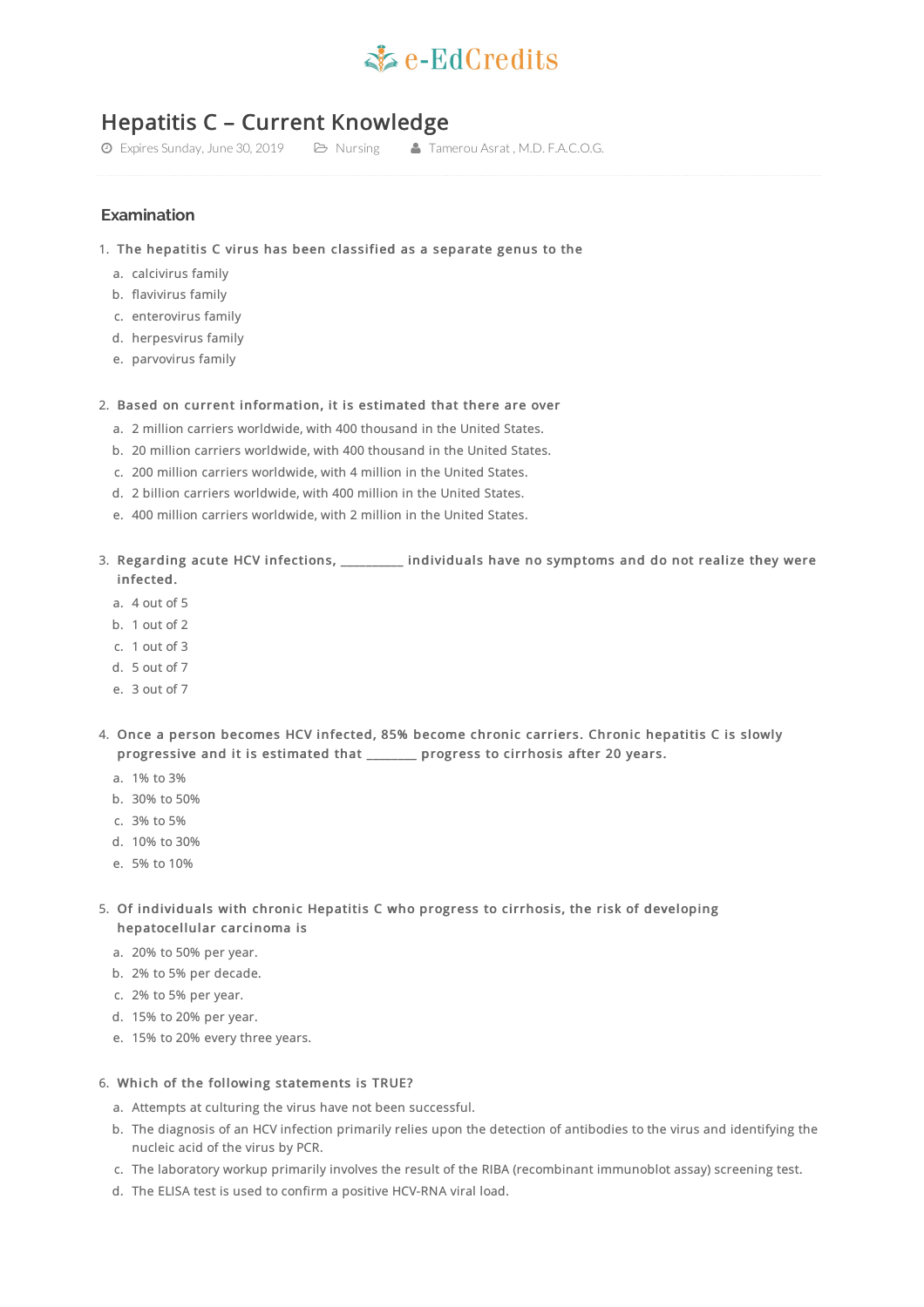e-EdCredits

# Hepatitis C – Current Knowledge

Expires Sunday, June 30, 2019 | Nursing | Tamerou Asrat , M.D. F.A.C.O.G.

## Examination

1. **The hepatitis C virus has been classified as a separate genus to the**
   a. calcivirus family
   b. flavivirus family
   c. enterovirus family
   d. herpesvirus family
   e. parvovirus family

2. **Based on current information, it is estimated that there are over**
   a. 2 million carriers worldwide, with 400 thousand in the United States.
   b. 20 million carriers worldwide, with 400 thousand in the United States.
   c. 200 million carriers worldwide, with 4 million in the United States.
   d. 2 billion carriers worldwide, with 400 million in the United States.
   e. 400 million carriers worldwide, with 2 million in the United States.

3. **Regarding acute HCV infections, __________ individuals have no symptoms and do not realize they were infected.**
   a. 4 out of 5
   b. 1 out of 2
   c. 1 out of 3
   d. 5 out of 7
   e. 3 out of 7

4. **Once a person becomes HCV infected, 85% become chronic carriers. Chronic hepatitis C is slowly progressive and it is estimated that ________ progress to cirrhosis after 20 years.**
   a. 1% to 3%
   b. 30% to 50%
   c. 3% to 5%
   d. 10% to 30%
   e. 5% to 10%

5. **Of individuals with chronic Hepatitis C who progress to cirrhosis, the risk of developing hepatocellular carcinoma is**
   a. 20% to 50% per year.
   b. 2% to 5% per decade.
   c. 2% to 5% per year.
   d. 15% to 20% per year.
   e. 15% to 20% every three years.

6. **Which of the following statements is TRUE?**
   a. Attempts at culturing the virus have not been successful.
   b. The diagnosis of an HCV infection primarily relies upon the detection of antibodies to the virus and identifying the nucleic acid of the virus by PCR.
   c. The laboratory workup primarily involves the result of the RIBA (recombinant immunoblot assay) screening test.
   d. The ELISA test is used to confirm a positive HCV-RNA viral load.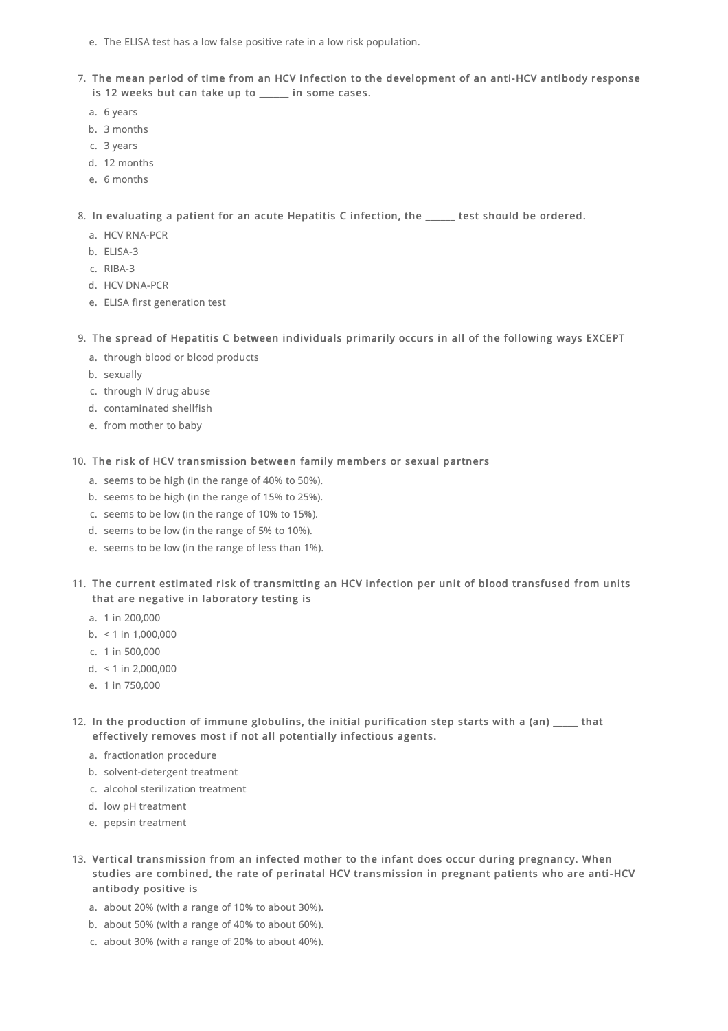e. The ELISA test has a low false positive rate in a low risk population.

7. **The mean period of time from an HCV infection to the development of an anti-HCV antibody response is 12 weeks but can take up to ______ in some cases.**
   a. 6 years
   b. 3 months
   c. 3 years
   d. 12 months
   e. 6 months

8. **In evaluating a patient for an acute Hepatitis C infection, the ______ test should be ordered.**
   a. HCV RNA-PCR
   b. ELISA-3
   c. RIBA-3
   d. HCV DNA-PCR
   e. ELISA first generation test

9. **The spread of Hepatitis C between individuals primarily occurs in all of the following ways EXCEPT**
   a. through blood or blood products
   b. sexually
   c. through IV drug abuse
   d. contaminated shellfish
   e. from mother to baby

10. **The risk of HCV transmission between family members or sexual partners**
    a. seems to be high (in the range of 40% to 50%).
    b. seems to be high (in the range of 15% to 25%).
    c. seems to be low (in the range of 10% to 15%).
    d. seems to be low (in the range of 5% to 10%).
    e. seems to be low (in the range of less than 1%).

11. **The current estimated risk of transmitting an HCV infection per unit of blood transfused from units that are negative in laboratory testing is**
    a. 1 in 200,000
    b. < 1 in 1,000,000
    c. 1 in 500,000
    d. < 1 in 2,000,000
    e. 1 in 750,000

12. **In the production of immune globulins, the initial purification step starts with a (an) _____ that effectively removes most if not all potentially infectious agents.**
    a. fractionation procedure
    b. solvent-detergent treatment
    c. alcohol sterilization treatment
    d. low pH treatment
    e. pepsin treatment

13. **Vertical transmission from an infected mother to the infant does occur during pregnancy. When studies are combined, the rate of perinatal HCV transmission in pregnant patients who are anti-HCV antibody positive is**
    a. about 20% (with a range of 10% to about 30%).
    b. about 50% (with a range of 40% to about 60%).
    c. about 30% (with a range of 20% to about 40%).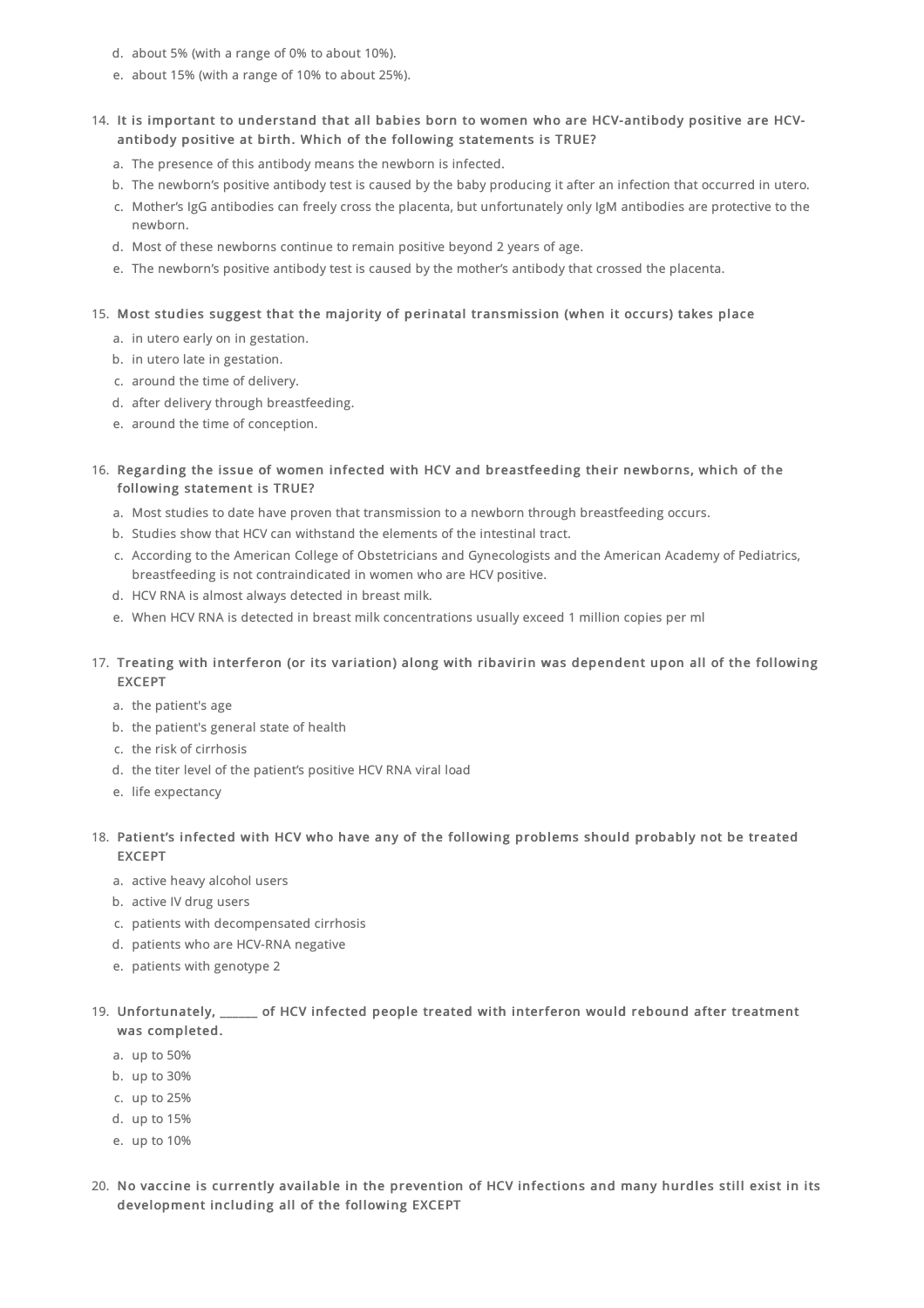d. about 5% (with a range of 0% to about 10%).
e. about 15% (with a range of 10% to about 25%).

14. **It is important to understand that all babies born to women who are HCV-antibody positive are HCV-antibody positive at birth. Which of the following statements is TRUE?**
    a. The presence of this antibody means the newborn is infected.
    b. The newborn's positive antibody test is caused by the baby producing it after an infection that occurred in utero.
    c. Mother's IgG antibodies can freely cross the placenta, but unfortunately only IgM antibodies are protective to the newborn.
    d. Most of these newborns continue to remain positive beyond 2 years of age.
    e. The newborn's positive antibody test is caused by the mother's antibody that crossed the placenta.

15. **Most studies suggest that the majority of perinatal transmission (when it occurs) takes place**
    a. in utero early on in gestation.
    b. in utero late in gestation.
    c. around the time of delivery.
    d. after delivery through breastfeeding.
    e. around the time of conception.

16. **Regarding the issue of women infected with HCV and breastfeeding their newborns, which of the following statement is TRUE?**
    a. Most studies to date have proven that transmission to a newborn through breastfeeding occurs.
    b. Studies show that HCV can withstand the elements of the intestinal tract.
    c. According to the American College of Obstetricians and Gynecologists and the American Academy of Pediatrics, breastfeeding is not contraindicated in women who are HCV positive.
    d. HCV RNA is almost always detected in breast milk.
    e. When HCV RNA is detected in breast milk concentrations usually exceed 1 million copies per ml

17. **Treating with interferon (or its variation) along with ribavirin was dependent upon all of the following EXCEPT**
    a. the patient's age
    b. the patient's general state of health
    c. the risk of cirrhosis
    d. the titer level of the patient's positive HCV RNA viral load
    e. life expectancy

18. **Patient's infected with HCV who have any of the following problems should probably not be treated EXCEPT**
    a. active heavy alcohol users
    b. active IV drug users
    c. patients with decompensated cirrhosis
    d. patients who are HCV-RNA negative
    e. patients with genotype 2

19. **Unfortunately, ______ of HCV infected people treated with interferon would rebound after treatment was completed.**
    a. up to 50%
    b. up to 30%
    c. up to 25%
    d. up to 15%
    e. up to 10%

20. **No vaccine is currently available in the prevention of HCV infections and many hurdles still exist in its development including all of the following EXCEPT**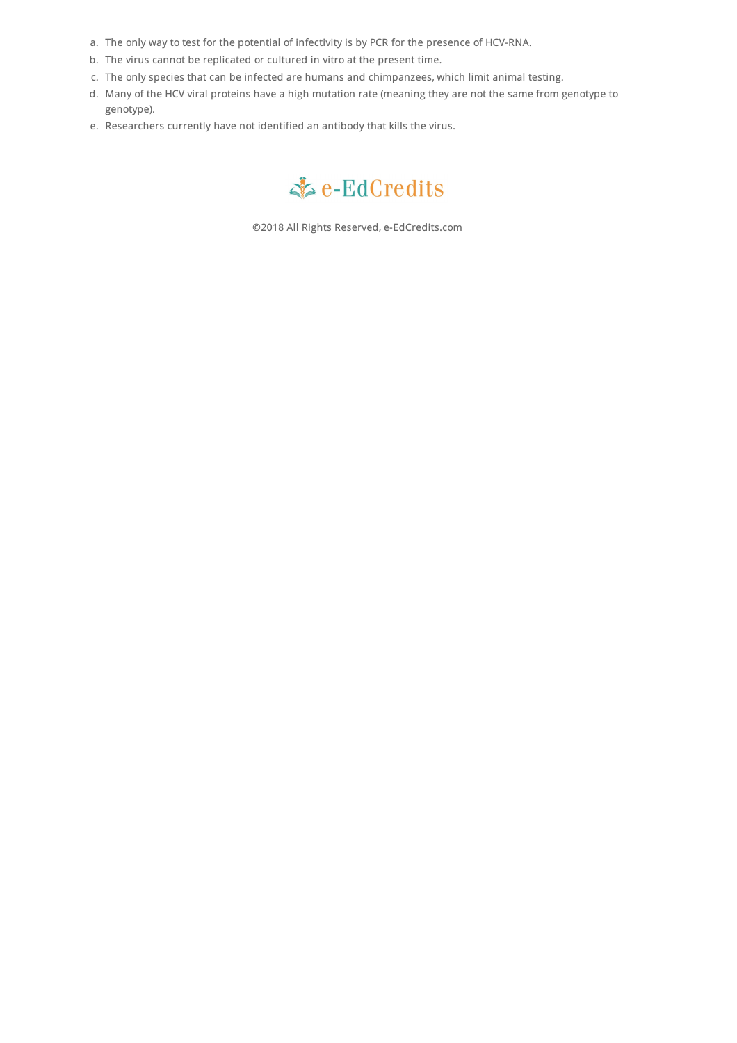a. The only way to test for the potential of infectivity is by PCR for the presence of HCV-RNA.
b. The virus cannot be replicated or cultured in vitro at the present time.
c. The only species that can be infected are humans and chimpanzees, which limit animal testing.
d. Many of the HCV viral proteins have a high mutation rate (meaning they are not the same from genotype to genotype).
e. Researchers currently have not identified an antibody that kills the virus.

e-EdCredits

©2018 All Rights Reserved, e-EdCredits.com